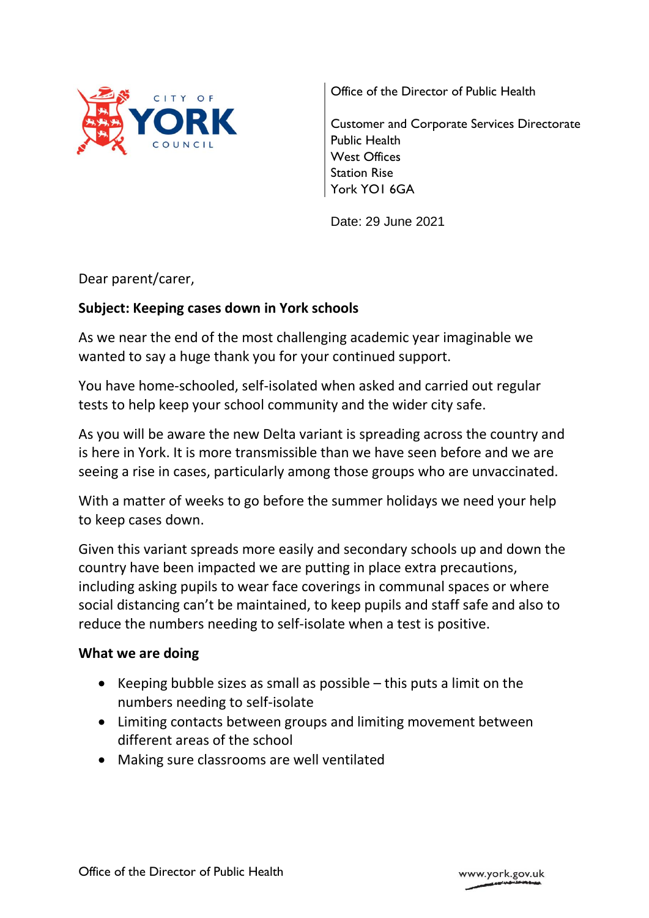CITY OF YORK COUNCIL

Office of the Director of Public Health

Customer and Corporate Services Directorate
Public Health
West Offices
Station Rise
York YO1 6GA

Date: 29 June 2021

Dear parent/carer,

**Subject: Keeping cases down in York schools**

As we near the end of the most challenging academic year imaginable we wanted to say a huge thank you for your continued support.

You have home-schooled, self-isolated when asked and carried out regular tests to help keep your school community and the wider city safe.

As you will be aware the new Delta variant is spreading across the country and is here in York. It is more transmissible than we have seen before and we are seeing a rise in cases, particularly among those groups who are unvaccinated.

With a matter of weeks to go before the summer holidays we need your help to keep cases down.

Given this variant spreads more easily and secondary schools up and down the country have been impacted we are putting in place extra precautions, including asking pupils to wear face coverings in communal spaces or where social distancing can't be maintained, to keep pupils and staff safe and also to reduce the numbers needing to self-isolate when a test is positive.

**What we are doing**

- Keeping bubble sizes as small as possible – this puts a limit on the numbers needing to self-isolate
- Limiting contacts between groups and limiting movement between different areas of the school
- Making sure classrooms are well ventilated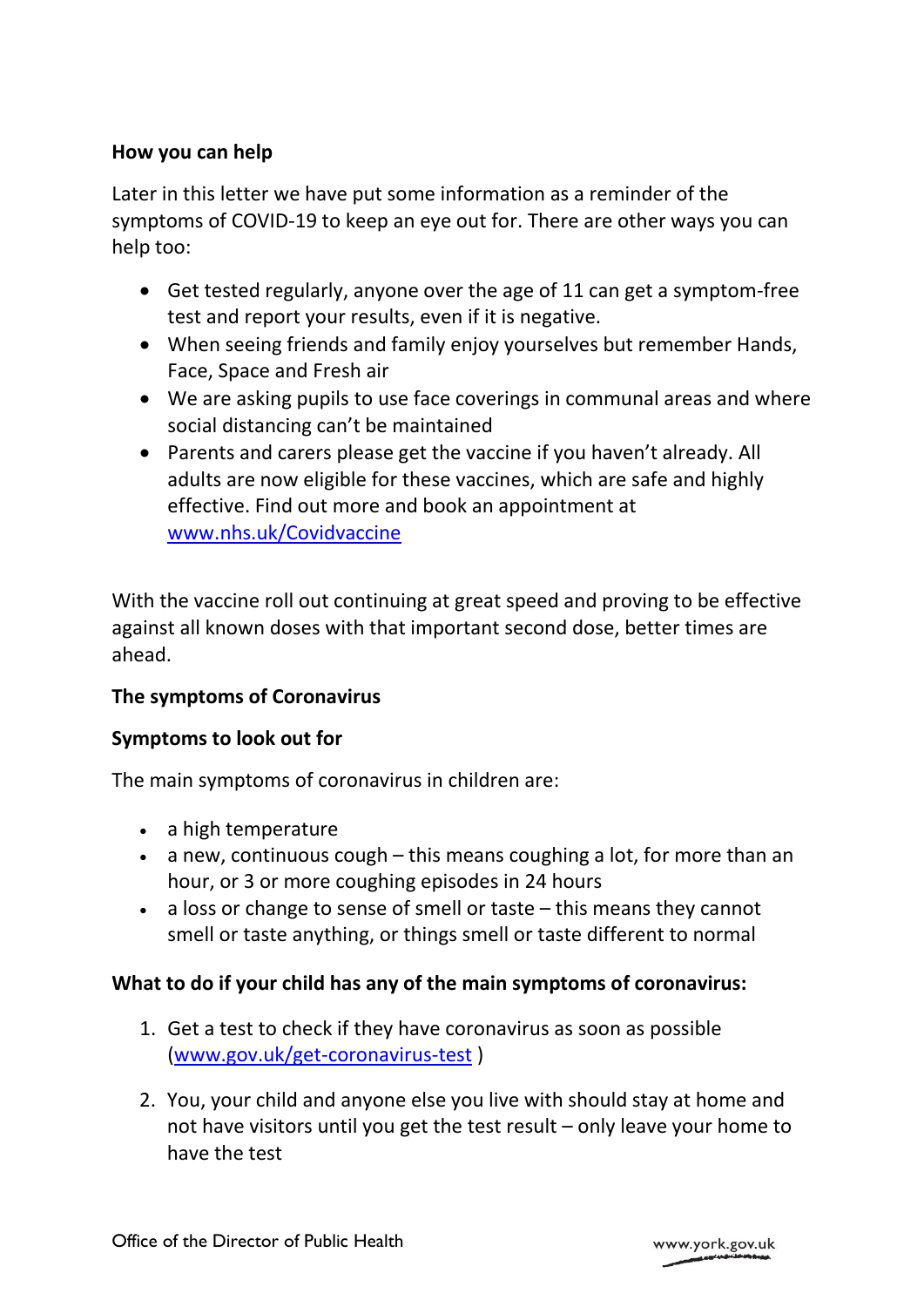**How you can help**

Later in this letter we have put some information as a reminder of the symptoms of COVID-19 to keep an eye out for. There are other ways you can help too:

- Get tested regularly, anyone over the age of 11 can get a symptom-free test and report your results, even if it is negative.
- When seeing friends and family enjoy yourselves but remember Hands, Face, Space and Fresh air
- We are asking pupils to use face coverings in communal areas and where social distancing can't be maintained
- Parents and carers please get the vaccine if you haven't already. All adults are now eligible for these vaccines, which are safe and highly effective. Find out more and book an appointment at [www.nhs.uk/Covidvaccine](www.nhs.uk/Covidvaccine)

With the vaccine roll out continuing at great speed and proving to be effective against all known doses with that important second dose, better times are ahead.

**The symptoms of Coronavirus**

**Symptoms to look out for**

The main symptoms of coronavirus in children are:

- a high temperature
- a new, continuous cough – this means coughing a lot, for more than an hour, or 3 or more coughing episodes in 24 hours
- a loss or change to sense of smell or taste – this means they cannot smell or taste anything, or things smell or taste different to normal

**What to do if your child has any of the main symptoms of coronavirus:**

1. Get a test to check if they have coronavirus as soon as possible ([www.gov.uk/get-coronavirus-test](www.gov.uk/get-coronavirus-test) )

2. You, your child and anyone else you live with should stay at home and not have visitors until you get the test result – only leave your home to have the test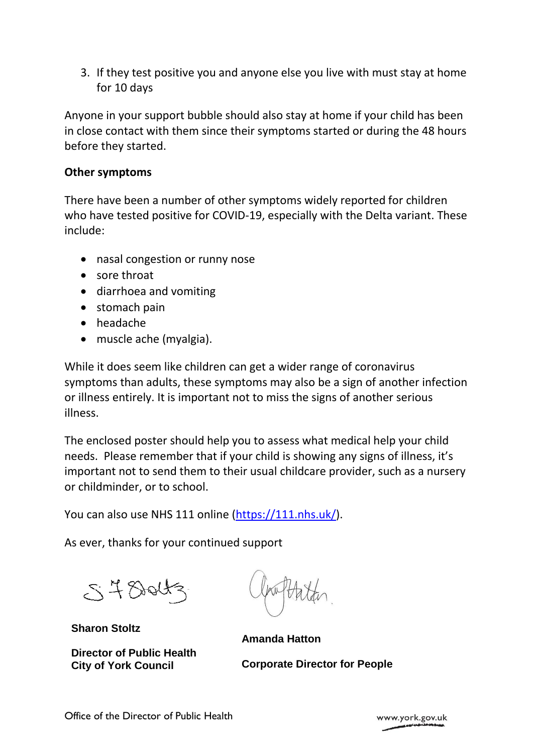3. If they test positive you and anyone else you live with must stay at home for 10 days

Anyone in your support bubble should also stay at home if your child has been in close contact with them since their symptoms started or during the 48 hours before they started.

**Other symptoms**

There have been a number of other symptoms widely reported for children who have tested positive for COVID-19, especially with the Delta variant. These include:

- nasal congestion or runny nose
- sore throat
- diarrhoea and vomiting
- stomach pain
- headache
- muscle ache (myalgia).

While it does seem like children can get a wider range of coronavirus symptoms than adults, these symptoms may also be a sign of another infection or illness entirely. It is important not to miss the signs of another serious illness.

The enclosed poster should help you to assess what medical help your child needs. Please remember that if your child is showing any signs of illness, it's important not to send them to their usual childcare provider, such as a nursery or childminder, or to school.

You can also use NHS 111 online (https://111.nhs.uk/).

As ever, thanks for your continued support

**Sharon Stoltz**

**Director of Public Health**
**City of York Council**

**Amanda Hatton**

**Corporate Director for People**

Office of the Director of Public Health

www.york.gov.uk